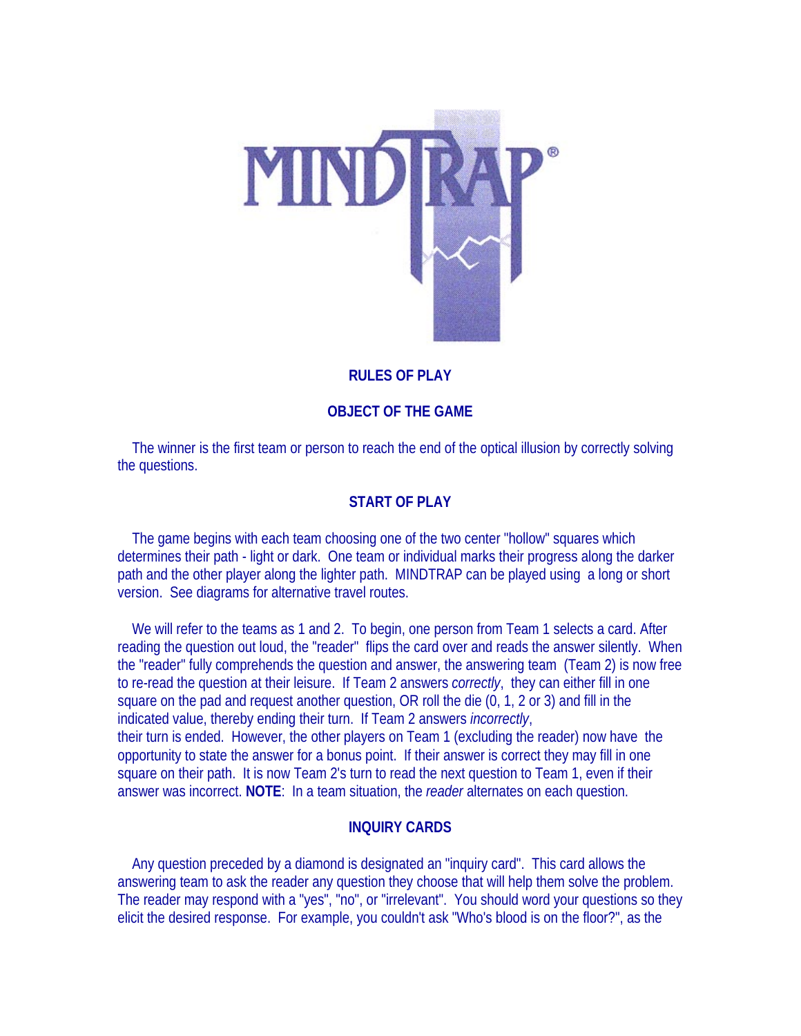# MINDTRAP®

## RULES OF PLAY

## OBJECT OF THE GAME

The winner is the first team or person to reach the end of the optical illusion by correctly solving the questions.

## START OF PLAY

The game begins with each team choosing one of the two center "hollow" squares which determines their path - light or dark. One team or individual marks their progress along the darker path and the other player along the lighter path. MINDTRAP can be played using a long or short version. See diagrams for alternative travel routes.

We will refer to the teams as 1 and 2. To begin, one person from Team 1 selects a card. After reading the question out loud, the "reader" flips the card over and reads the answer silently. When the "reader" fully comprehends the question and answer, the answering team (Team 2) is now free to re-read the question at their leisure. If Team 2 answers *correctly*, they can either fill in one square on the pad and request another question, OR roll the die (0, 1, 2 or 3) and fill in the indicated value, thereby ending their turn. If Team 2 answers *incorrectly*, their turn is ended. However, the other players on Team 1 (excluding the reader) now have the opportunity to state the answer for a bonus point. If their answer is correct they may fill in one square on their path. It is now Team 2's turn to read the next question to Team 1, even if their answer was incorrect. **NOTE**: In a team situation, the *reader* alternates on each question.

## INQUIRY CARDS

Any question preceded by a diamond is designated an "inquiry card". This card allows the answering team to ask the reader any question they choose that will help them solve the problem. The reader may respond with a "yes", "no", or "irrelevant". You should word your questions so they elicit the desired response. For example, you couldn't ask "Who's blood is on the floor?", as the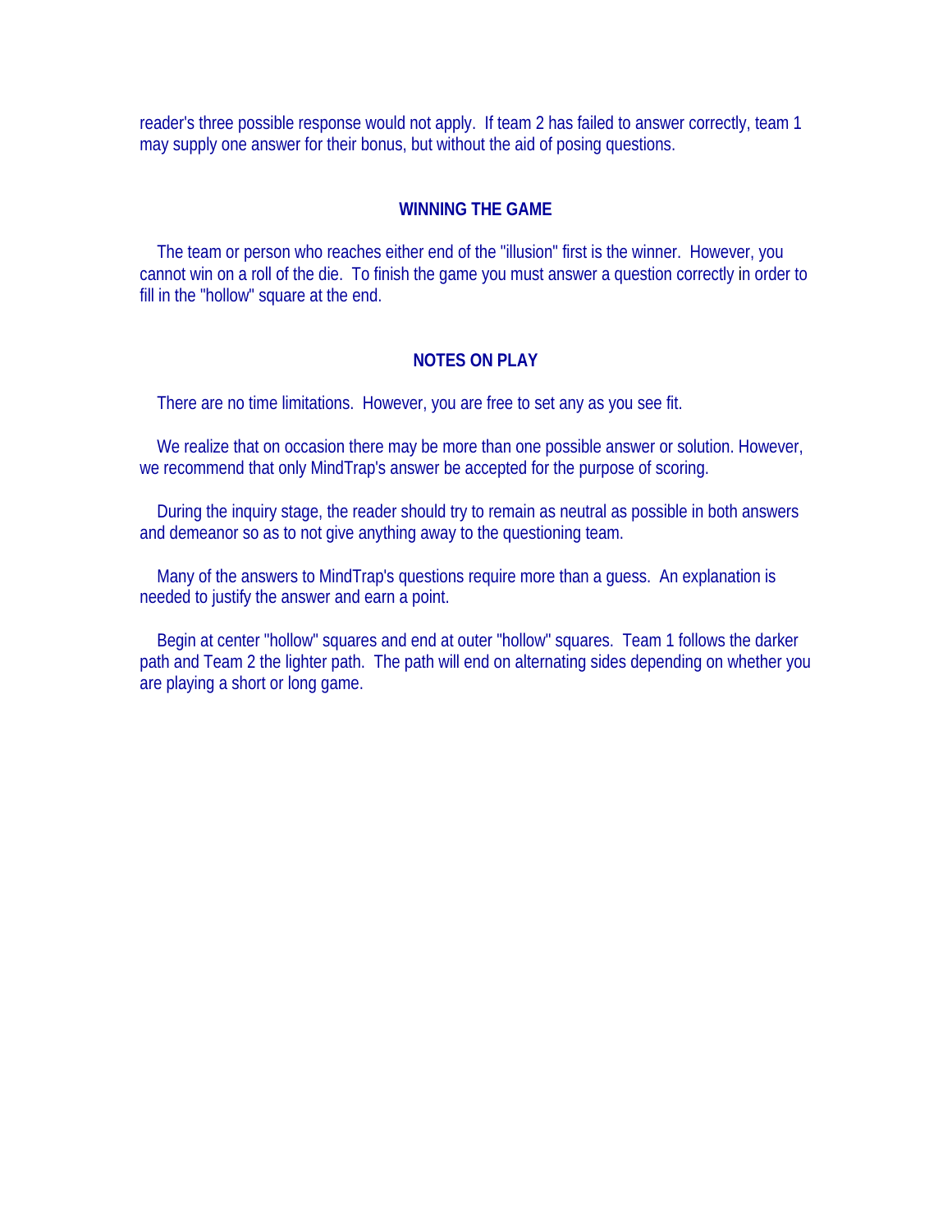reader's three possible response would not apply. If team 2 has failed to answer correctly, team 1 may supply one answer for their bonus, but without the aid of posing questions.

## WINNING THE GAME

The team or person who reaches either end of the "illusion" first is the winner. However, you cannot win on a roll of the die. To finish the game you must answer a question correctly in order to fill in the "hollow" square at the end.

## NOTES ON PLAY

There are no time limitations. However, you are free to set any as you see fit.

We realize that on occasion there may be more than one possible answer or solution. However, we recommend that only MindTrap's answer be accepted for the purpose of scoring.

During the inquiry stage, the reader should try to remain as neutral as possible in both answers and demeanor so as to not give anything away to the questioning team.

Many of the answers to MindTrap's questions require more than a guess. An explanation is needed to justify the answer and earn a point.

Begin at center "hollow" squares and end at outer "hollow" squares. Team 1 follows the darker path and Team 2 the lighter path. The path will end on alternating sides depending on whether you are playing a short or long game.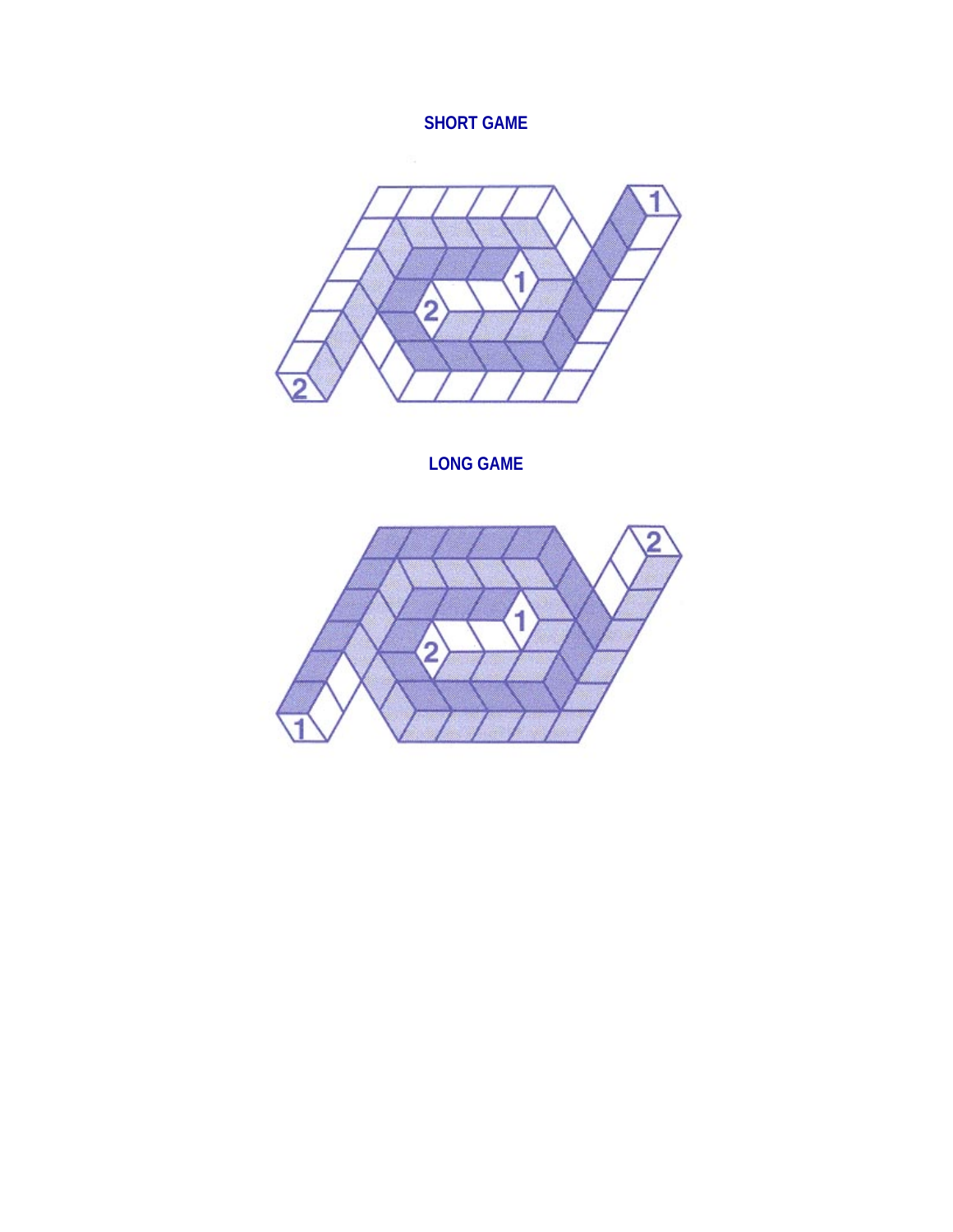**SHORT GAME**

1

1

2

2

**LONG GAME**

2

1

2

1